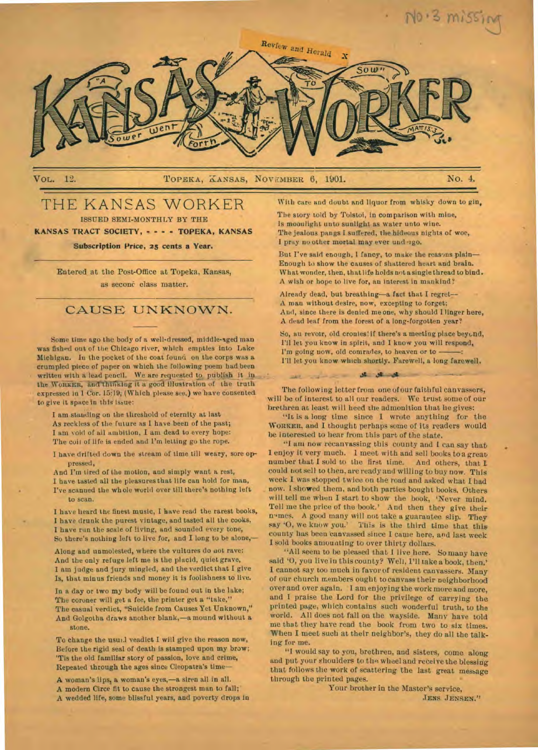# KANSAS WORKER

"A Sower went Forth to Sow" Matt. 13:3

VOL. 12. TOPEKA, KANSAS, NOVEMBER 6, 1901. NO. 4.

## THE KANSAS WORKER

ISSUED SEMI-MONTHLY BY THE

**KANSAS TRACT SOCIETY, - - - - TOPEKA, KANSAS**

**Subscription Price, 25 cents a Year.**

Entered at the Post-Office at Topeka, Kansas, as second class matter.

## CAUSE UNKNOWN.

Some time ago the body of a well-dressed, middle-aged man was fished out of the Chicago river, which empties into Lake Michigan. In the pocket of the coat found on the corps was a crumpled piece of paper on which the following poem had been written with a lead pencil. We are requested to publish it in the WORKER, and thinking it a good illustration of the truth expressed in 1 Cor. 15:19, (Which please see,) we have consented to give it space in this issue:

I am standing on the threshold of eternity at last
As reckless of the future as I have been of the past;
I am void of all ambition, I am dead to every hope:
The coil of life is ended and I'm letting go the rope.

I have drifted down the stream of time till weary, sore oppressed,
And I'm tired of the motion, and simply want a rest,
I have tasted all the pleasures that life can hold for man,
I've scanned the whole world over till there's nothing left to scan.

I have heard the finest music, I have read the rarest books,
I have drunk the purest vintage, and tasted all the cooks,
I have run the scale of living, and sounded every tone,
So there's nothing left to live for, and I long to be alone,—

Along and unmolested, where the vultures do not rave:
And the only refuge left me is the placid, quiet grave,
I am judge and jury mingled, and the verdict that I give
Is, that minus friends and money it is foolishness to live.

In a day or two my body will be found out in the lake;
The coroner will get a fee, the printer get a "take,"
The casual verdict, "Suicide from Causes Yet Unknown,"
And Golgotha draws another blank,—a mound without a stone.

To change the usual veadict I will give the reason now,
Before the rigid seal of death is stamped upon my brow;
'Tis the old familiar story of passion, love and crime,
Repeated through the ages since Cleopatra's time—

A woman's lips, a woman's eyes,—a siren all in all.
A modern Circe fit to cause the strongest man to fall;
A wedded life, some blissful years, and poverty drops in
With care and doubt and liquor from whisky down to gin,

The story told by Tolstoi, in comparison with mine,
Is moonlight unto sunlight as water unto wine.
The jealous pangs I suffered, the hideous nights of woe,
I pray no other mortal may ever undergo.

But I've said enough, I fancy, to make the reasons plain—
Enough to show the causes of shattered heart and brain.
What wonder, then, that life holds not a single thread to bind.
A wish or hope to live for, an interest in mankind?

Already dead, but breathing—a fact that I regret—
A man without desire, now, excepting to forget;
And, since there is denied me one, why should I linger here,
A dead leaf from the forest of a long-forgotten year?

So, au revoir, old cronies! if there's a meeting place beyond,
I'll let you know in spirit, and I know you will respond,
I'm going now, old comrades, to heaven or to ———:
I'll let you know which shortly. Farewell, a long farewell.

The following letter from one of our faithful canvassers, will be of interest to all our readers. We trust some of our brethren at least will heed the admonition that he gives:

"It is a long time since I wrote anything for the WORKER, and I thought perhaps some of its readers would be interested to hear from this part of the state.

"I am now recanvassing this county and I can say that I enjoy it very much. I meet with and sell books to a great number that I sold to the first time. And others, that I could not sell to then, are ready and willing to buy now. This week I was stopped twice on the road and asked what I had now. I showed them, and both parties bought books. Others will tell me when I start to show the book, 'Never mind. Tell me the price of the book.' And then they give their names. A good many will not take a guarantee slip. They say 'O, we know you.' This is the third time that this county has been canvassed since I came here, and last week I sold books amounting to over thirty dollars.

"All seem to be pleased that I live here. So many have said 'O, you live in this county? Well, I'll take a book, then.' I cannot say too much in favor of resident canvassers. Many of our church members ought to canvass their neighborhood over and over again. I am enjoying the work more and more, and I praise the Lord for the privilege of carrying the printed page, which contains such wonderful truth, to the world. All does not fall on the wayside. Many have told me that they have read the book from two to six times. When I meet such at their neighbor's, they do all the talking for me.

"I would say to you, brethren, and sisters, come along and put your shoulders to the wheel and receive the blessing that follows the work of scattering the last great message through the printed pages.

Your brother in the Master's service,
JENS JENSEN."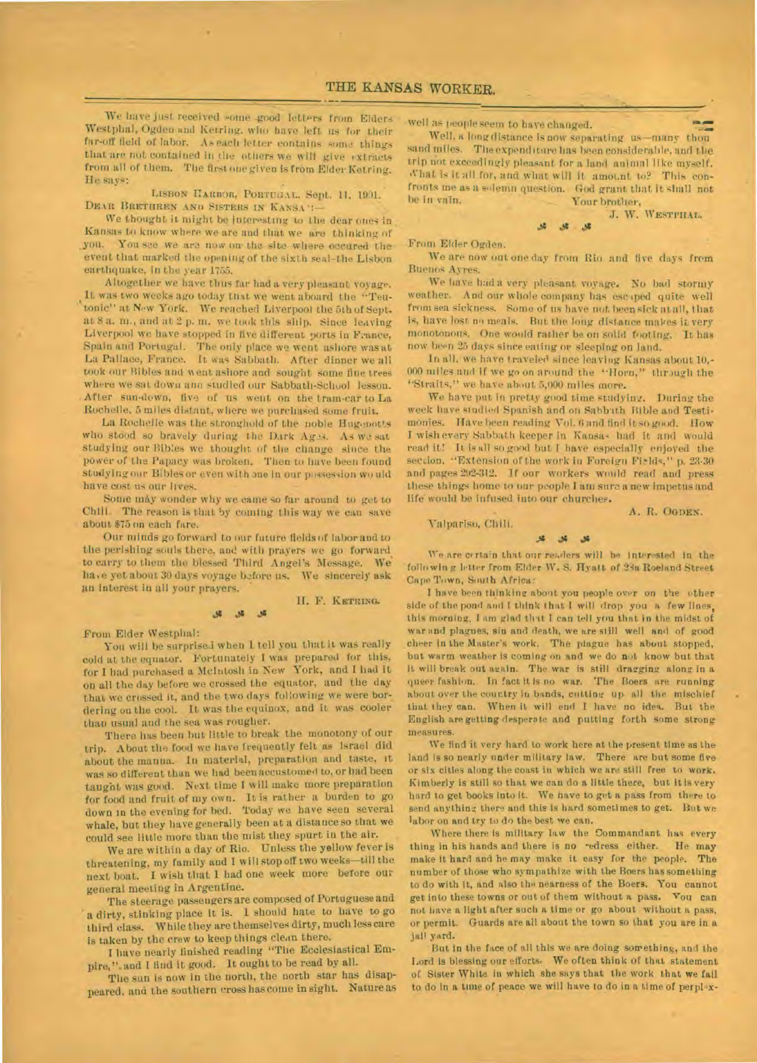We have just received some good letters from Elders Westphal, Ogden and Ketring, who have left us for their far-off field of labor. As each letter contains some things that are not contained in the others we will give extracts from all of them. The first one given is from Elder Ketring. He says:

LISBON HARBOR, PORTUGAL, Sept. 11, 1901.

DEAR BRETHREN AND SISTERS IN KANSAS:—

We thought it might be interesting to the dear ones in Kansas to know where we are and that we are thinking of you. You see we are now on the site where occured the event that marked the opening of the sixth seal—the Lisbon earthquake, in the year 1755.

Altogether we have thus far had a very pleasant voyage. It was two weeks ago today that we went aboard the "Teutonic" at New York. We reached Liverpool the 5th of Sept. at 8 a. m., and at 2 p. m. we took this ship. Since leaving Liverpool we have stopped in five different ports in France, Spain and Portugal. The only place we went ashore was at La Pallace, France. It was Sabbath. After dinner we all took our Bibles and went ashore and sought some fine trees where we sat down and studied our Sabbath-School lesson. After sun-down, five of us went on the tram-car to La Rochelle, 5 miles distant, where we purchased some fruit.

La Rochelle was the stronghold of the noble Huguenots who stood so bravely during the Dark Ages. As we sat studying our Bibles we thought of the change since the power of the Papacy was broken. Then to have been found studying our Bibles or even with one in our possession would have cost us our lives.

Some may wonder why we came so far around to get to Chili. The reason is that by coming this way we can save about $75 on each fare.

Our minds go forward to our future fields of labor and to the perishing souls there, and with prayers we go forward to carry to them the blessed Third Angel's Message. We have yet about 30 days voyage before us. We sincerely ask an interest in all your prayers.

H. F. KETRING.

From Elder Westphal:

You will be surprised when I tell you that it was really cold at the equator. Fortunately I was prepared for this, for I had purchased a McIntosh in New York, and I had it on all the day before we crossed the equator, and the day that we crossed it, and the two days following we were bordering on the cool. It was the equinox, and it was cooler than usual and the sea was rougher.

There has been but little to break the monotony of our trip. About the food we have frequently felt as Israel did about the manna. In material, preparation and taste, it was so different than we had been accustomed to, or had been taught was good. Next time I will make more preparation for food and fruit of my own. It is rather a burden to go down in the evening for bed. Today we have seen several whale, but they have generally been at a distance so that we could see little more than the mist they spurt in the air.

We are within a day of Rio. Unless the yellow fever is threatening, my family and I will stop off two weeks—till the next boat. I wish that I had one week more before our general meeting in Argentine.

The steerage passengers are composed of Portuguese and a dirty, stinking place it is. I should hate to have to go third class. While they are themselves dirty, much less care is taken by the crew to keep things clean there.

I have nearly finished reading "The Ecclesiastical Empire," and I find it good. It ought to be read by all.

The sun is now in the north, the north star has disappeared, and the southern cross has come in sight. Nature as well as people seem to have changed.

Well, a long distance is now separating us—many thousand miles. The expenditure has been considerable, and the trip not exceedingly pleasant for a land animal like myself. What is it all for, and what will it amount to? This confronts me as a solemn question. God grant that it shall not be in vain.

Your brother,

J. W. WESTPHAL.

From Elder Ogden.

We are now out one day from Rio and five days from Buenos Ayres.

We have had a very pleasant voyage. No bad stormy weather. And our whole company has escaped quite well from sea sickness. Some of us have not been sick at all, that is, have lost no meals. But the long distance makes it very monotonous. One would rather be on solid footing. It has now been 25 days since eating or sleeping on land.

In all, we have traveled since leaving Kansas about 10,000 miles and if we go on around the "Horn," through the "Straits," we have about 5,000 miles more.

We have put in pretty good time studying. During the week have studied Spanish and on Sabbath Bible and Testimonies. Have been reading Vol. 6 and find it so good. How I wish every Sabbath keeper in Kansas had it and would read it! It is all so good but I have especially enjoyed the section, "Extension of the work in Foreign Fields," p. 23-30 and pages 292-312. If our workers would read and press these things home to our people I am sure a new impetus and life would be infused into our churches.

A. R. OGDEN.

Valpariso, Chili.

We are certain that our readers will be interested in the following letter from Elder W. S. Hyatt of 28a Roeland Street Cape Town, South Africa:

I have been thinking about you people over on the other side of the pond and I think that I will drop you a few lines, this morning. I am glad that I can tell you that in the midst of war and plagues, sin and death, we are still well and of good cheer in the Master's work. The plague has about stopped, but warm weather is coming on and we do not know but that it will break out again. The war is still dragging along in a queer fashion. In fact it is no war. The Boers are running about over the country in bands, cutting up all the mischief that they can. When it will end I have no idea. But the English are getting desperate and putting forth some strong measures.

We find it very hard to work here at the present time as the land is so nearly under military law. There are but some five or six cities along the coast in which we are still free to work. Kimberly is still so that we can do a little there, but it is very hard to get books into it. We have to get a pass from there to send anything there and this is hard sometimes to get. But we labor on and try to do the best we can.

Where there is military law the Commandant has every thing in his hands and there is no redress either. He may make it hard and he may make it easy for the people. The number of those who sympathize with the Boers has something to do with it, and also the nearness of the Boers. You cannot get into these towns or out of them without a pass. You can not have a light after such a time or go about without a pass, or permit. Guards are all about the town so that you are in a jail yard.

But in the face of all this we are doing something, and the Lord is blessing our efforts. We often think of that statement of Sister White in which she says that the work that we fail to do in a time of peace we will have to do in a time of perplex-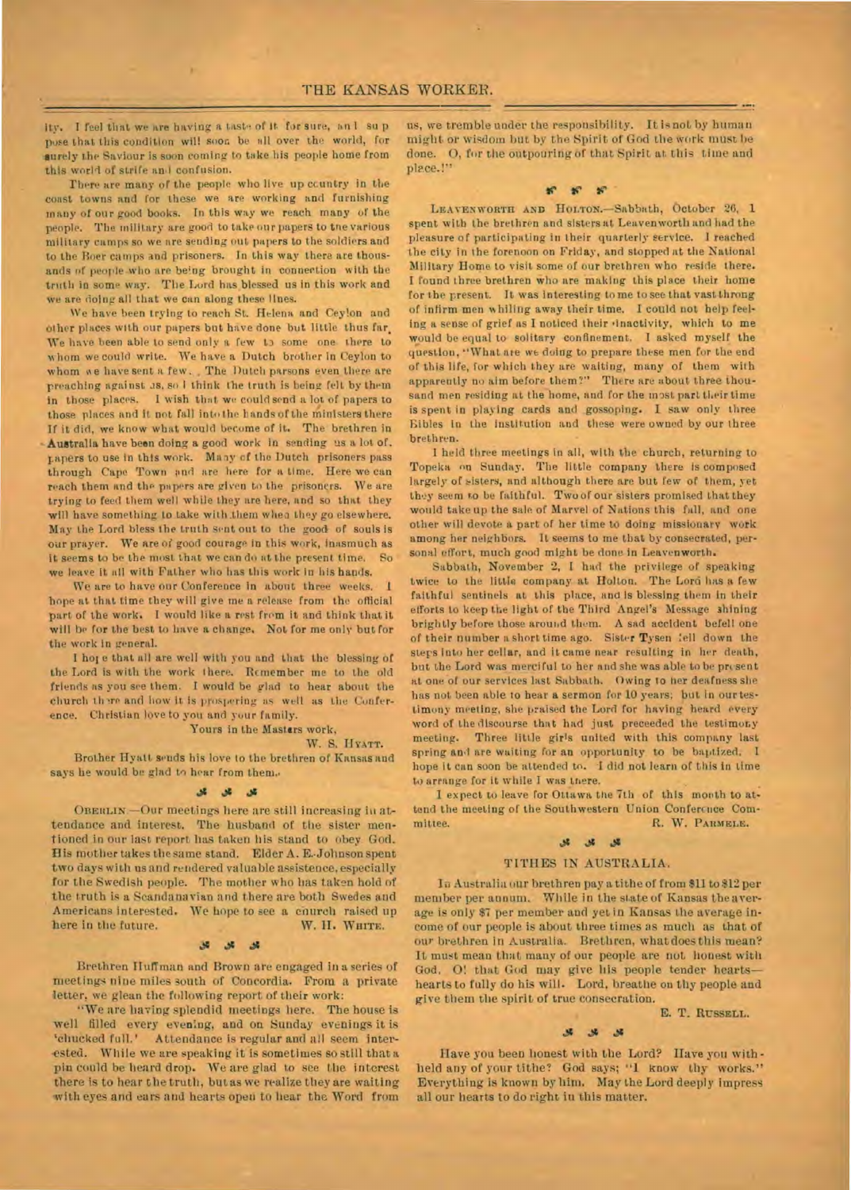ity. I feel that we are having a taste of it for sure, and I suppose that this condition will soon be all over the world, for surely the Saviour is soon coming to take his people home from this world of strife and confusion.

There are many of the people who live up country in the coast towns and for these we are working and furnishing many of our good books. In this way we reach many of the people. The military are good to take our papers to the various military camps so we are sending out papers to the soldiers and to the Boer camps and prisoners. In this way there are thousands of people who are being brought in connection with the truth in some way. The Lord has blessed us in this work and we are doing all that we can along these lines.

We have been trying to reach St. Helena and Ceylon and other places with our papers but have done but little thus far. We have been able to send only a few to some one there to whom we could write. We have a Dutch brother in Ceylon to whom we have sent a few. The Dutch parsons even there are preaching against us, so I think the truth is being felt by them in those places. I wish that we could send a lot of papers to those places and it not fall into the hands of the ministers there If it did, we know what would become of it. The brethren in Australia have been doing a good work in sending us a lot of papers to use in this work. Many of the Dutch prisoners pass through Cape Town and are here for a time. Here we can reach them and the papers are given to the prisoners. We are trying to feed them well while they are here, and so that they will have something to take with them when they go elsewhere. May the Lord bless the truth sent out to the good of souls is our prayer. We are of good courage in this work, inasmuch as it seems to be the most that we can do at the present time. So we leave it all with Father who has this work in his hands.

We are to have our Conference in about three weeks. I hope at that time they will give me a release from the official part of the work. I would like a rest from it and think that it will be for the best to have a change. Not for me only but for the work in general.

I hope that all are well with you and that the blessing of the Lord is with the work there. Remember me to the old friends as you see them. I would be glad to hear about the church there and how it is prospering as well as the Conference. Christian love to you and your family.

Yours in the Masters work,

W. S. HYATT.

Brother Hyatt sends his love to the brethren of Kansas and says he would be glad to hear from them.

⁂

OBERLIN.—Our meetings here are still increasing in attendance and interest. The husband of the sister mentioned in our last report has taken his stand to obey God. His mother takes the same stand. Elder A. E. Johnson spent two days with us and rendered valuable assistance, especially for the Swedish people. The mother who has taken hold of the truth is a Scandanavian and there are both Swedes and Americans interested. We hope to see a church raised up here in the future.

W. H. WHITE.

⁂

Brethren Huffman and Brown are engaged in a series of meetings nine miles south of Concordia. From a private letter, we glean the following report of their work:

"We are having splendid meetings here. The house is well filled every evening, and on Sunday evenings it is 'chucked full.' Attendance is regular and all seem interested. While we are speaking it is sometimes so still that a pin could be heard drop. We are glad to see the interest there is to hear the truth, but as we realize they are waiting with eyes and ears and hearts open to hear the Word from us, we tremble under the responsibility. It is not by human might or wisdom but by the Spirit of God the work must be done. O, for the outpouring of that Spirit at this time and place.!"

⁂

LEAVENWORTH AND HOLTON.—Sabbath, October 26, I spent with the brethren and sisters at Leavenworth and had the pleasure of participating in their quarterly service. I reached the city in the forenoon on Friday, and stopped at the National Military Home to visit some of our brethren who reside there. I found three brethren who are making this place their home for the present. It was interesting to me to see that vast throng of infirm men whiling away their time. I could not help feeling a sense of grief as I noticed their inactivity, which to me would be equal to solitary confinement. I asked myself the question, "What are we doing to prepare these men for the end of this life, for which they are waiting, many of them with apparently no aim before them?" There are about three thousand men residing at the home, and for the most part their time is spent in playing cards and gossoping. I saw only three Bibles in the institution and these were owned by our three brethren.

I held three meetings in all, with the church, returning to Topeka on Sunday. The little company there is composed largely of sisters, and although there are but few of them, yet they seem to be faithful. Two of our sisters promised that they would take up the sale of Marvel of Nations this fall, and one other will devote a part of her time to doing missionary work among her neighbors. It seems to me that by consecrated, personal effort, much good might be done in Leavenworth.

Sabbath, November 2, I had the privilege of speaking twice to the little company at Holton. The Lord has a few faithful sentinels at this place, and is blessing them in their efforts to keep the light of the Third Angel's Message shining brightly before those around them. A sad accident befell one of their number a short time ago. Sister Tysen fell down the steps into her cellar, and it came near resulting in her death, but the Lord was merciful to her and she was able to be present at one of our services last Sabbath. Owing to her deafness she has not been able to hear a sermon for 10 years; but in our testimony meeting, she praised the Lord for having heard every word of the discourse that had just preceeded the testimony meeting. Three little girls united with this company last spring and are waiting for an opportunity to be baptized. I hope it can soon be attended to. I did not learn of this in time to arrange for it while I was there.

I expect to leave for Ottawa the 7th of this month to attend the meeting of the Southwestern Union Conference Committee.

R. W. PARMELE.

⁂

## TITHES IN AUSTRALIA.

In Australia our brethren pay a tithe of from $11 to $12 per member per annum. While in the state of Kansas the average is only $7 per member and yet in Kansas the average income of our people is about three times as much as that of our brethren in Australia. Brethren, what does this mean? It must mean that many of our people are not honest with God. O! that God may give his people tender hearts—hearts to fully do his will. Lord, breathe on thy people and give them the spirit of true consecration.

E. T. RUSSELL.

⁂

Have you been honest with the Lord? Have you withheld any of your tithe? God says; "I know thy works." Everything is known by him. May the Lord deeply impress all our hearts to do right in this matter.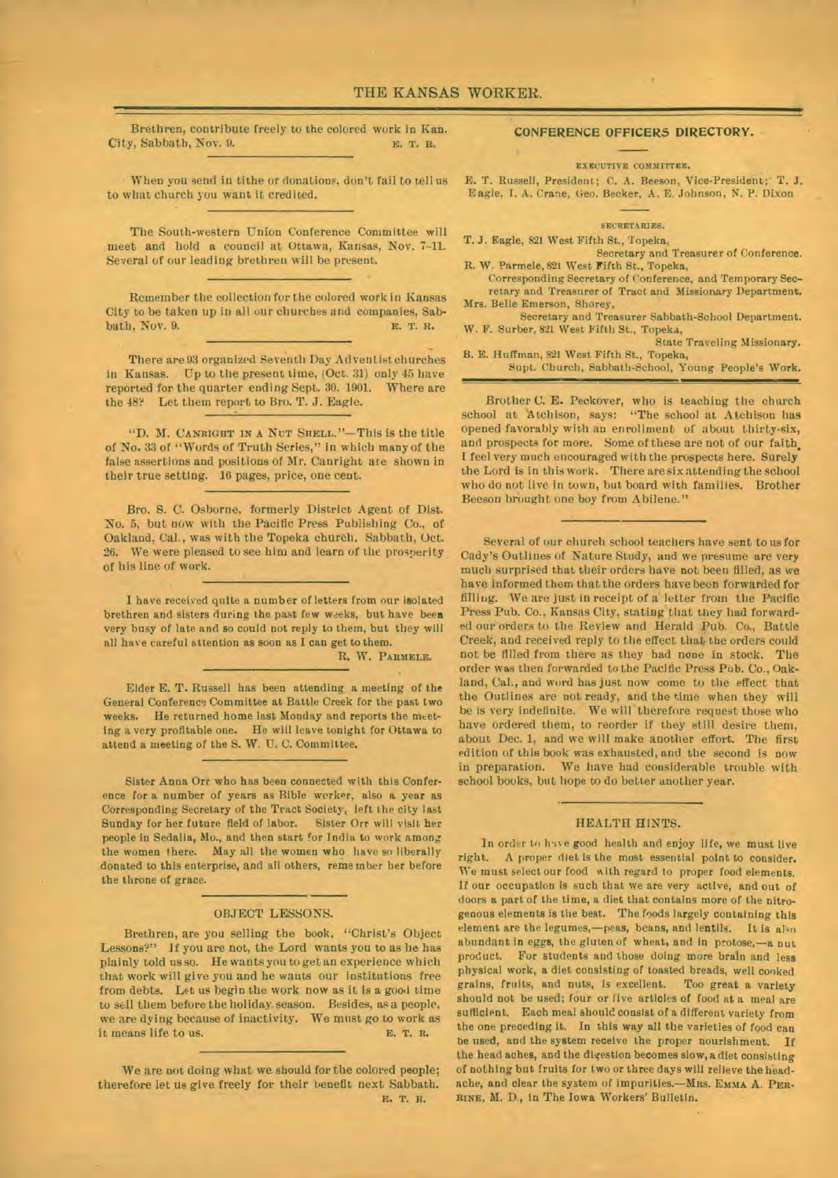Brethren, contribute freely to the colored work in Kan. City, Sabbath, Nov. 9. E. T. R.

When you send in tithe or donations, don't fail to tell us to what church you want it credited.

The South-western Union Conference Committee will meet and hold a council at Ottawa, Kansas, Nov. 7-11. Several of our leading brethren will be present.

Remember the collection for the colored work in Kansas City to be taken up in all our churches and companies, Sabbath, Nov. 9. E. T. R.

There are 93 organized Seventh Day Adventist churches in Kansas. Up to the present time, (Oct. 31) only 45 have reported for the quarter ending Sept. 30. 1901. Where are the 48? Let them report to Bro. T. J. Eagle.

"D. M. CANRIGHT IN A NUT SHELL."—This is the title of No. 33 of "Words of Truth Series," in which many of the false assertions and positions of Mr. Canright are shown in their true setting. 16 pages, price, one cent.

Bro. S. C. Osborne, formerly District Agent of Dist. No. 5, but now with the Pacific Press Publishing Co., of Oakland, Cal., was with the Topeka church, Sabbath, Oct. 26. We were pleased to see him and learn of the prosperity of his line of work.

I have received quite a number of letters from our isolated brethren and sisters during the past few weeks, but have been very busy of late and so could not reply to them, but they will all have careful attention as soon as I can get to them.

R. W. PARMELE.

Elder E. T. Russell has been attending a meeting of the General Conference Committee at Battle Creek for the past two weeks. He returned home last Monday and reports the meeting a very profitable one. He will leave tonight for Ottawa to attend a meeting of the S. W. U. C. Committee.

Sister Anna Orr who has been connected with this Conference for a number of years as Bible worker, also a year as Corresponding Secretary of the Tract Society, left the city last Sunday for her future field of labor. Sister Orr will visit her people in Sedalia, Mo., and then start for India to work among the women there. May all the women who have so liberally donated to this enterprise, and all others, remember her before the throne of grace.

## OBJECT LESSONS.

Brethren, are you selling the book, "Christ's Object Lessons?" If you are not, the Lord wants you to as he has plainly told us so. He wants you to get an experience which that work will give you and he wants our institutions free from debts. Let us begin the work now as it is a good time to sell them before the holiday season. Besides, as a people, we are dying because of inactivity. We must go to work as it means life to us. E. T. R.

We are not doing what we should for the colored people; therefore let us give freely for their benefit next Sabbath. E. T. R.

## CONFERENCE OFFICERS DIRECTORY.

EXECUTIVE COMMITTEE.

E. T. Russell, President; C. A. Beeson, Vice-President; T. J. Eagle, I. A. Crane, Geo. Becker, A. E. Johnson, N. P. Dixon

SECRETARIES.

T. J. Eagle, 821 West Fifth St., Topeka,
Secretary and Treasurer of Conference.
R. W. Parmele, 821 West Fifth St., Topeka,
Corresponding Secretary of Conference, and Temporary Secretary and Treasurer of Tract and Missionary Department.
Mrs. Belle Emerson, Shorey,
Secretary and Treasurer Sabbath-School Department.
W. F. Surber, 821 West Fifth St., Topeka,
State Traveling Missionary.
B. E. Huffman, 821 West Fifth St., Topeka,
Supt. Church, Sabbath-School, Young People's Work.

Brother C. E. Peckover, who is teaching the church school at Atchison, says: "The school at Atchison has opened favorably with an enrollment of about thirty-six, and prospects for more. Some of these are not of our faith. I feel very much encouraged with the prospects here. Surely the Lord is in this work. There are six attending the school who do not live in town, but board with families. Brother Beeson brought one boy from Abilene."

Several of our church school teachers have sent to us for Cady's Outlines of Nature Study, and we presume are very much surprised that their orders have not been filled, as we have informed them that the orders have been forwarded for filling. We are just in receipt of a letter from the Pacific Press Pub. Co., Kansas City, stating that they had forwarded our orders to the Review and Herald Pub. Co., Battle Creek, and received reply to the effect that the orders could not be filled from there as they had none in stock. The order was then forwarded to the Pacific Press Pub. Co., Oakland, Cal., and word has just now come to the effect that the Outlines are not ready, and the time when they will be is very indefinite. We will therefore request those who have ordered them, to reorder if they still desire them, about Dec. 1, and we will make another effort. The first edition of this book was exhausted, and the second is now in preparation. We have had considerable trouble with school books, but hope to do better another year.

## HEALTH HINTS.

In order to have good health and enjoy life, we must live right. A proper diet is the most essential point to consider. We must select our food with regard to proper food elements. If our occupation is such that we are very active, and out of doors a part of the time, a diet that contains more of the nitrogenous elements is the best. The foods largely containing this element are the legumes,—peas, beans, and lentils. It is also abundant in eggs, the gluten of wheat, and in protose,—a nut product. For students and those doing more brain and less physical work, a diet consisting of toasted breads, well cooked grains, fruits, and nuts, is excellent. Too great a variety should not be used; four or five articles of food at a meal are sufficient. Each meal should consist of a different variety from the one preceding it. In this way all the varieties of food can be used, and the system receive the proper nourishment. If the head aches, and the digestion becomes slow, a diet consisting of nothing but fruits for two or three days will relieve the headache, and clear the system of impurities.—MRS. EMMA A. PERRINE, M. D., in The Iowa Workers' Bulletin.